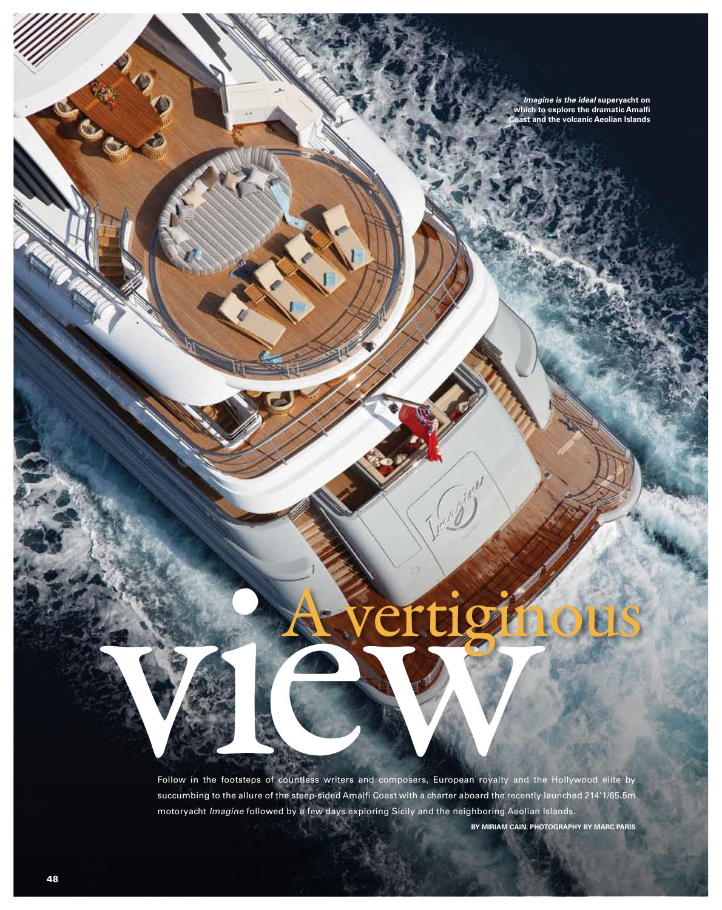*Imagine is the ideal* **superyacht on which to explore the dramatic Amalfi Coast and the volcanic Aeolian Islands**

# A vertiginous view

Follow in the footsteps of countless writers and composers, European royalty and the Hollywood elite by succumbing to the allure of the steep-sided Amalfi Coast with a charter aboard the recently launched 214'1/65.5m motoryacht *Imagine* followed by a few days exploring Sicily and the neighboring Aeolian Islands.

**BY MIRIAM CAIN. PHOTOGRAPHY BY MARC PARIS**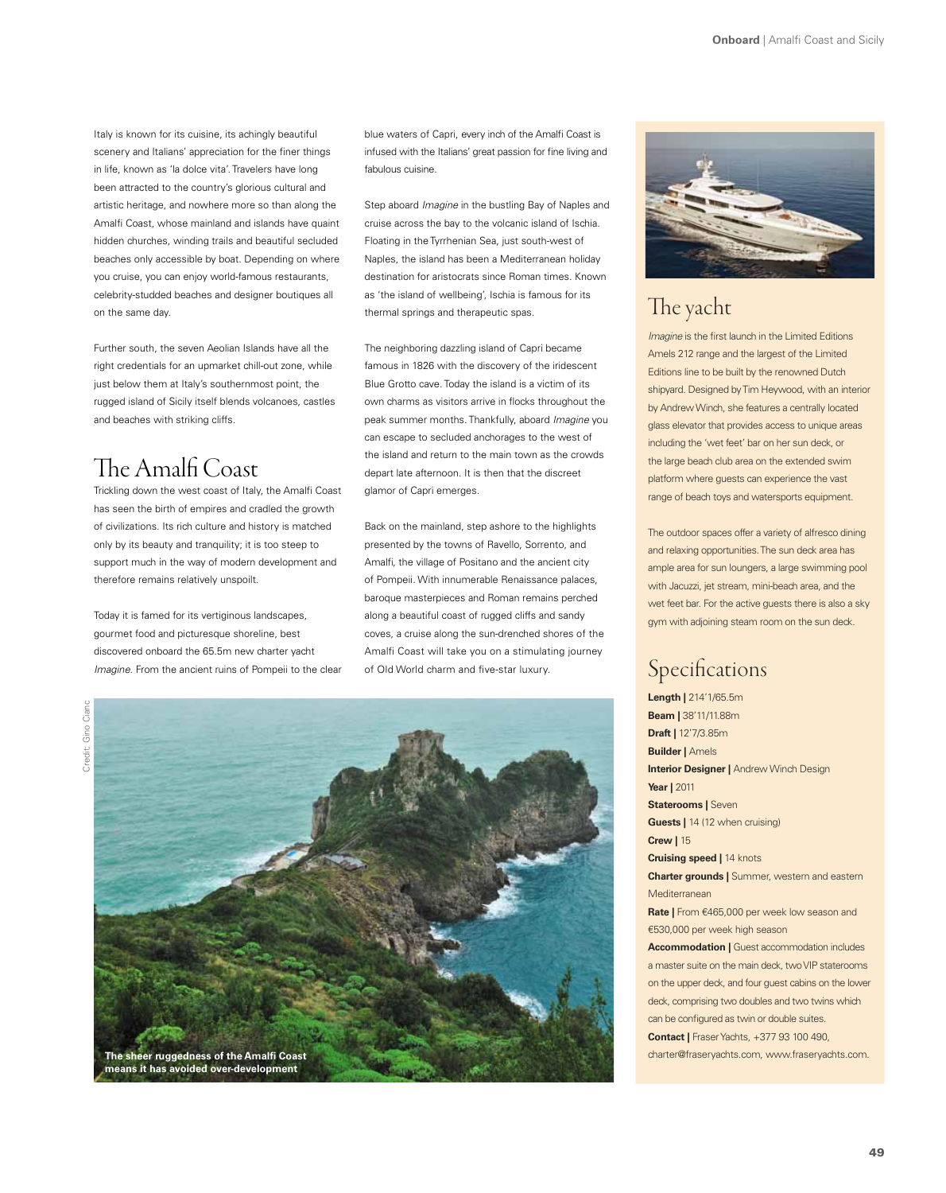Italy is known for its cuisine, its achingly beautiful scenery and Italians' appreciation for the finer things in life, known as 'la dolce vita'. Travelers have long been attracted to the country's glorious cultural and artistic heritage, and nowhere more so than along the Amalfi Coast, whose mainland and islands have quaint hidden churches, winding trails and beautiful secluded beaches only accessible by boat. Depending on where you cruise, you can enjoy world-famous restaurants, celebrity-studded beaches and designer boutiques all on the same day.

Further south, the seven Aeolian Islands have all the right credentials for an upmarket chill-out zone, while just below them at Italy's southernmost point, the rugged island of Sicily itself blends volcanoes, castles and beaches with striking cliffs.

## The Amalfi Coast

Trickling down the west coast of Italy, the Amalfi Coast has seen the birth of empires and cradled the growth of civilizations. Its rich culture and history is matched only by its beauty and tranquility; it is too steep to support much in the way of modern development and therefore remains relatively unspoilt.

Today it is famed for its vertiginous landscapes, gourmet food and picturesque shoreline, best discovered onboard the 65.5m new charter yacht *Imagine*. From the ancient ruins of Pompeii to the clear blue waters of Capri, every inch of the Amalfi Coast is infused with the Italians' great passion for fine living and fabulous cuisine.

Step aboard *Imagine* in the bustling Bay of Naples and cruise across the bay to the volcanic island of Ischia. Floating in the Tyrrhenian Sea, just south-west of Naples, the island has been a Mediterranean holiday destination for aristocrats since Roman times. Known as 'the island of wellbeing', Ischia is famous for its thermal springs and therapeutic spas.

The neighboring dazzling island of Capri became famous in 1826 with the discovery of the iridescent Blue Grotto cave. Today the island is a victim of its own charms as visitors arrive in flocks throughout the peak summer months. Thankfully, aboard *Imagine* you can escape to secluded anchorages to the west of the island and return to the main town as the crowds depart late afternoon. It is then that the discreet glamor of Capri emerges.

Back on the mainland, step ashore to the highlights presented by the towns of Ravello, Sorrento, and Amalfi, the village of Positano and the ancient city of Pompeii. With innumerable Renaissance palaces, baroque masterpieces and Roman remains perched along a beautiful coast of rugged cliffs and sandy coves, a cruise along the sun-drenched shores of the Amalfi Coast will take you on a stimulating journey of Old World charm and five-star luxury.

Credit: Gino Cianc

**The sheer ruggedness of the Amalfi Coast means it has avoided over-development**

## The yacht

*Imagine* is the first launch in the Limited Editions Amels 212 range and the largest of the Limited Editions line to be built by the renowned Dutch shipyard. Designed by Tim Heywood, with an interior by Andrew Winch, she features a centrally located glass elevator that provides access to unique areas including the 'wet feet' bar on her sun deck, or the large beach club area on the extended swim platform where guests can experience the vast range of beach toys and watersports equipment.

The outdoor spaces offer a variety of alfresco dining and relaxing opportunities. The sun deck area has ample area for sun loungers, a large swimming pool with Jacuzzi, jet stream, mini-beach area, and the wet feet bar. For the active guests there is also a sky gym with adjoining steam room on the sun deck.

## Specifications

**Length |** 214'1/65.5m
**Beam |** 38'11/11.88m
**Draft |** 12'7/3.85m
**Builder |** Amels
**Interior Designer |** Andrew Winch Design
**Year |** 2011
**Staterooms |** Seven
**Guests |** 14 (12 when cruising)
**Crew |** 15
**Cruising speed |** 14 knots
**Charter grounds |** Summer, western and eastern Mediterranean
**Rate |** From €465,000 per week low season and €530,000 per week high season
**Accommodation |** Guest accommodation includes a master suite on the main deck, two VIP staterooms on the upper deck, and four guest cabins on the lower deck, comprising two doubles and two twins which can be configured as twin or double suites.
**Contact |** Fraser Yachts, +377 93 100 490, charter@fraseryachts.com, www.fraseryachts.com.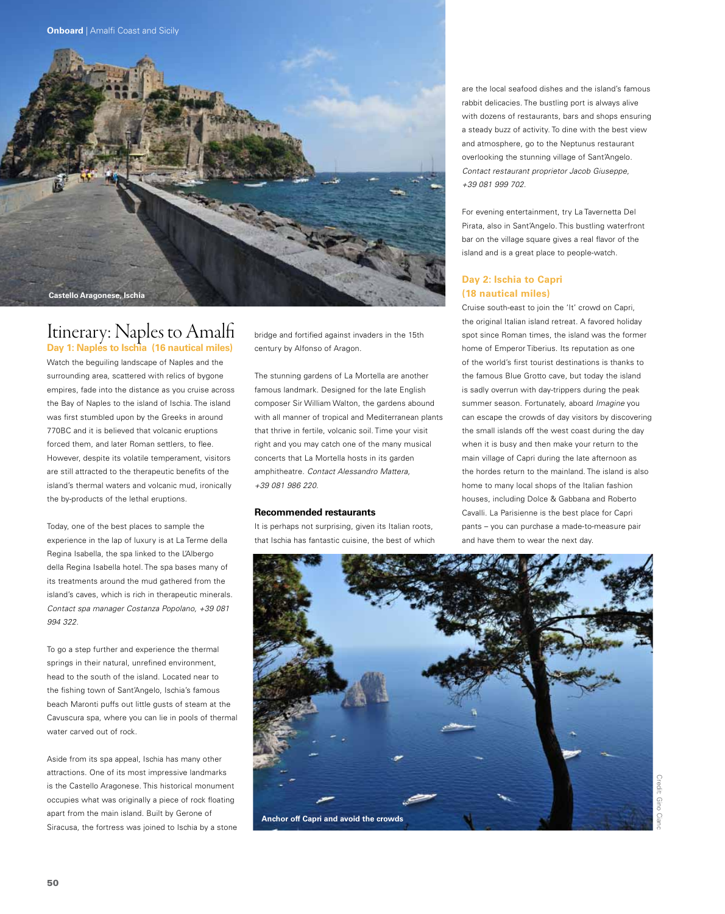Castello Aragonese, Ischia

# Itinerary: Naples to Amalfi

## Day 1: Naples to Ischia (16 nautical miles)

Watch the beguiling landscape of Naples and the surrounding area, scattered with relics of bygone empires, fade into the distance as you cruise across the Bay of Naples to the island of Ischia. The island was first stumbled upon by the Greeks in around 770BC and it is believed that volcanic eruptions forced them, and later Roman settlers, to flee. However, despite its volatile temperament, visitors are still attracted to the therapeutic benefits of the island's thermal waters and volcanic mud, ironically the by-products of the lethal eruptions.

Today, one of the best places to sample the experience in the lap of luxury is at La Terme della Regina Isabella, the spa linked to the L'Albergo della Regina Isabella hotel. The spa bases many of its treatments around the mud gathered from the island's caves, which is rich in therapeutic minerals. *Contact spa manager Costanza Popolano, +39 081 994 322.*

To go a step further and experience the thermal springs in their natural, unrefined environment, head to the south of the island. Located near to the fishing town of Sant'Angelo, Ischia's famous beach Maronti puffs out little gusts of steam at the Cavuscura spa, where you can lie in pools of thermal water carved out of rock.

Aside from its spa appeal, Ischia has many other attractions. One of its most impressive landmarks is the Castello Aragonese. This historical monument occupies what was originally a piece of rock floating apart from the main island. Built by Gerone of Siracusa, the fortress was joined to Ischia by a stone bridge and fortified against invaders in the 15th century by Alfonso of Aragon.

The stunning gardens of La Mortella are another famous landmark. Designed for the late English composer Sir William Walton, the gardens abound with all manner of tropical and Mediterranean plants that thrive in fertile, volcanic soil. Time your visit right and you may catch one of the many musical concerts that La Mortella hosts in its garden amphitheatre. *Contact Alessandro Mattera, +39 081 986 220.*

### Recommended restaurants

It is perhaps not surprising, given its Italian roots, that Ischia has fantastic cuisine, the best of which are the local seafood dishes and the island's famous rabbit delicacies. The bustling port is always alive with dozens of restaurants, bars and shops ensuring a steady buzz of activity. To dine with the best view and atmosphere, go to the Neptunus restaurant overlooking the stunning village of Sant'Angelo. *Contact restaurant proprietor Jacob Giuseppe, +39 081 999 702.*

For evening entertainment, try La Tavernetta Del Pirata, also in Sant'Angelo. This bustling waterfront bar on the village square gives a real flavor of the island and is a great place to people-watch.

## Day 2: Ischia to Capri (18 nautical miles)

Cruise south-east to join the 'It' crowd on Capri, the original Italian island retreat. A favored holiday spot since Roman times, the island was the former home of Emperor Tiberius. Its reputation as one of the world's first tourist destinations is thanks to the famous Blue Grotto cave, but today the island is sadly overrun with day-trippers during the peak summer season. Fortunately, aboard *Imagine* you can escape the crowds of day visitors by discovering the small islands off the west coast during the day when it is busy and then make your return to the main village of Capri during the late afternoon as the hordes return to the mainland. The island is also home to many local shops of the Italian fashion houses, including Dolce & Gabbana and Roberto Cavalli. La Parisienne is the best place for Capri pants – you can purchase a made-to-measure pair and have them to wear the next day.

Anchor off Capri and avoid the crowds

Credit: Gino Cianc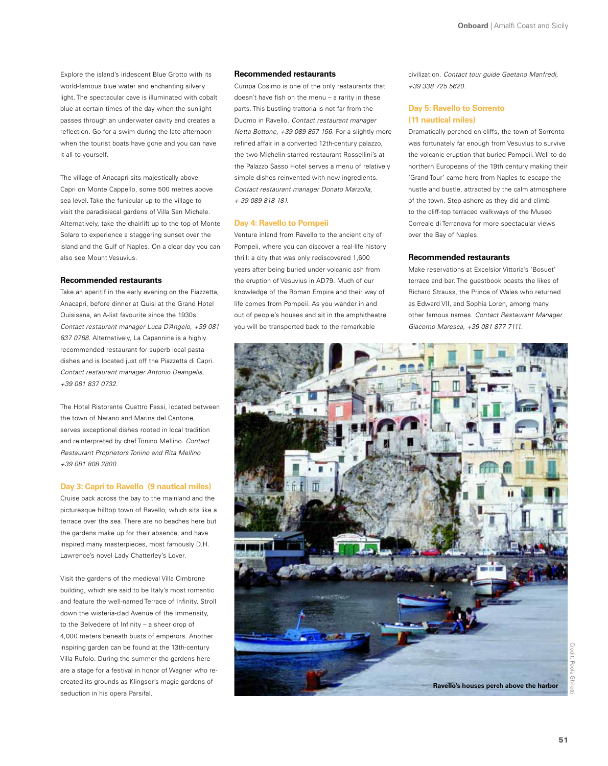Explore the island's iridescent Blue Grotto with its world-famous blue water and enchanting silvery light. The spectacular cave is illuminated with cobalt blue at certain times of the day when the sunlight passes through an underwater cavity and creates a reflection. Go for a swim during the late afternoon when the tourist boats have gone and you can have it all to yourself.

The village of Anacapri sits majestically above Capri on Monte Cappello, some 500 metres above sea level. Take the funicular up to the village to visit the paradisiacal gardens of Villa San Michele. Alternatively, take the chairlift up to the top of Monte Solaro to experience a staggering sunset over the island and the Gulf of Naples. On a clear day you can also see Mount Vesuvius.

### Recommended restaurants

Take an aperitif in the early evening on the Piazzetta, Anacapri, before dinner at Quisi at the Grand Hotel Quisisana, an A-list favourite since the 1930s. *Contact restaurant manager Luca D'Angelo, +39 081 837 0788.* Alternatively, La Capannina is a highly recommended restaurant for superb local pasta dishes and is located just off the Piazzetta di Capri. *Contact restaurant manager Antonio Deangelis, +39 081 837 0732.*

The Hotel Ristorante Quattro Passi, located between the town of Nerano and Marina del Cantone, serves exceptional dishes rooted in local tradition and reinterpreted by chef Tonino Mellino. *Contact Restaurant Proprietors Tonino and Rita Mellino +39 081 808 2800.*

## Day 3: Capri to Ravello (9 nautical miles)

Cruise back across the bay to the mainland and the picturesque hilltop town of Ravello, which sits like a terrace over the sea. There are no beaches here but the gardens make up for their absence, and have inspired many masterpieces, most famously D.H. Lawrence's novel Lady Chatterley's Lover.

Visit the gardens of the medieval Villa Cimbrone building, which are said to be Italy's most romantic and feature the well-named Terrace of Infinity. Stroll down the wisteria-clad Avenue of the Immensity, to the Belvedere of Infinity – a sheer drop of 4,000 meters beneath busts of emperors. Another inspiring garden can be found at the 13th-century Villa Rufolo. During the summer the gardens here are a stage for a festival in honor of Wagner who re-created its grounds as Klingsor's magic gardens of seduction in his opera Parsifal.

### Recommended restaurants

Cumpa Cosimo is one of the only restaurants that doesn't have fish on the menu – a rarity in these parts. This bustling trattoria is not far from the Duomo in Ravello. *Contact restaurant manager Netta Bottone, +39 089 857 156.* For a slightly more refined affair in a converted 12th-century palazzo, the two Michelin-starred restaurant Rossellini's at the Palazzo Sasso Hotel serves a menu of relatively simple dishes reinvented with new ingredients. *Contact restaurant manager Donato Marzolla, + 39 089 818 181.*

## Day 4: Ravello to Pompeii

Venture inland from Ravello to the ancient city of Pompeii, where you can discover a real-life history thrill: a city that was only rediscovered 1,600 years after being buried under volcanic ash from the eruption of Vesuvius in AD79. Much of our knowledge of the Roman Empire and their way of life comes from Pompeii. As you wander in and out of people's houses and sit in the amphitheatre you will be transported back to the remarkable civilization. *Contact tour guide Gaetano Manfredi, +39 338 725 5620.*

## Day 5: Ravello to Sorrento (11 nautical miles)

Dramatically perched on cliffs, the town of Sorrento was fortunately far enough from Vesuvius to survive the volcanic eruption that buried Pompeii. Well-to-do northern Europeans of the 19th century making their 'Grand Tour' came here from Naples to escape the hustle and bustle, attracted by the calm atmosphere of the town. Step ashore as they did and climb to the cliff-top terraced walkways of the Museo Correale di Terranova for more spectacular views over the Bay of Naples.

### Recommended restaurants

Make reservations at Excelsior Vittoria's 'Bosuet' terrace and bar. The guestbook boasts the likes of Richard Strauss, the Prince of Wales who returned as Edward VII, and Sophia Loren, among many other famous names. *Contact Restaurant Manager Giacomo Maresca, +39 081 877 7111.*

**Ravello's houses perch above the harbor**

Credit: Paola Ghirotti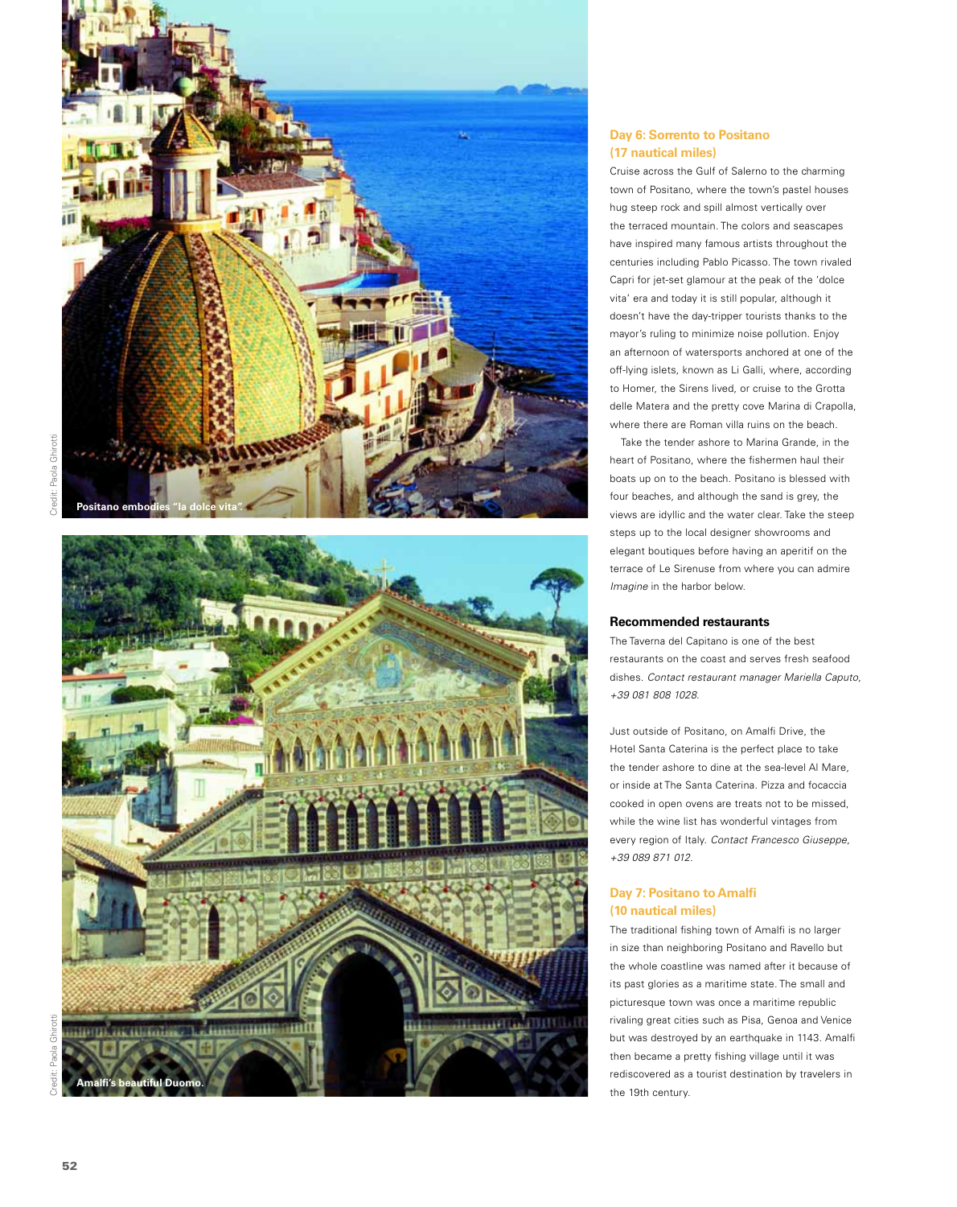Positano embodies "la dolce vita".

Amalfi's beautiful Duomo.

## Day 6: Sorrento to Positano (17 nautical miles)

Cruise across the Gulf of Salerno to the charming town of Positano, where the town's pastel houses hug steep rock and spill almost vertically over the terraced mountain. The colors and seascapes have inspired many famous artists throughout the centuries including Pablo Picasso. The town rivaled Capri for jet-set glamour at the peak of the 'dolce vita' era and today it is still popular, although it doesn't have the day-tripper tourists thanks to the mayor's ruling to minimize noise pollution. Enjoy an afternoon of watersports anchored at one of the off-lying islets, known as Li Galli, where, according to Homer, the Sirens lived, or cruise to the Grotta delle Matera and the pretty cove Marina di Crapolla, where there are Roman villa ruins on the beach.

Take the tender ashore to Marina Grande, in the heart of Positano, where the fishermen haul their boats up on to the beach. Positano is blessed with four beaches, and although the sand is grey, the views are idyllic and the water clear. Take the steep steps up to the local designer showrooms and elegant boutiques before having an aperitif on the terrace of Le Sirenuse from where you can admire *Imagine* in the harbor below.

### Recommended restaurants

The Taverna del Capitano is one of the best restaurants on the coast and serves fresh seafood dishes. *Contact restaurant manager Mariella Caputo, +39 081 808 1028.*

Just outside of Positano, on Amalfi Drive, the Hotel Santa Caterina is the perfect place to take the tender ashore to dine at the sea-level Al Mare, or inside at The Santa Caterina. Pizza and focaccia cooked in open ovens are treats not to be missed, while the wine list has wonderful vintages from every region of Italy. *Contact Francesco Giuseppe, +39 089 871 012.*

## Day 7: Positano to Amalfi (10 nautical miles)

The traditional fishing town of Amalfi is no larger in size than neighboring Positano and Ravello but the whole coastline was named after it because of its past glories as a maritime state. The small and picturesque town was once a maritime republic rivaling great cities such as Pisa, Genoa and Venice but was destroyed by an earthquake in 1143. Amalfi then became a pretty fishing village until it was rediscovered as a tourist destination by travelers in the 19th century.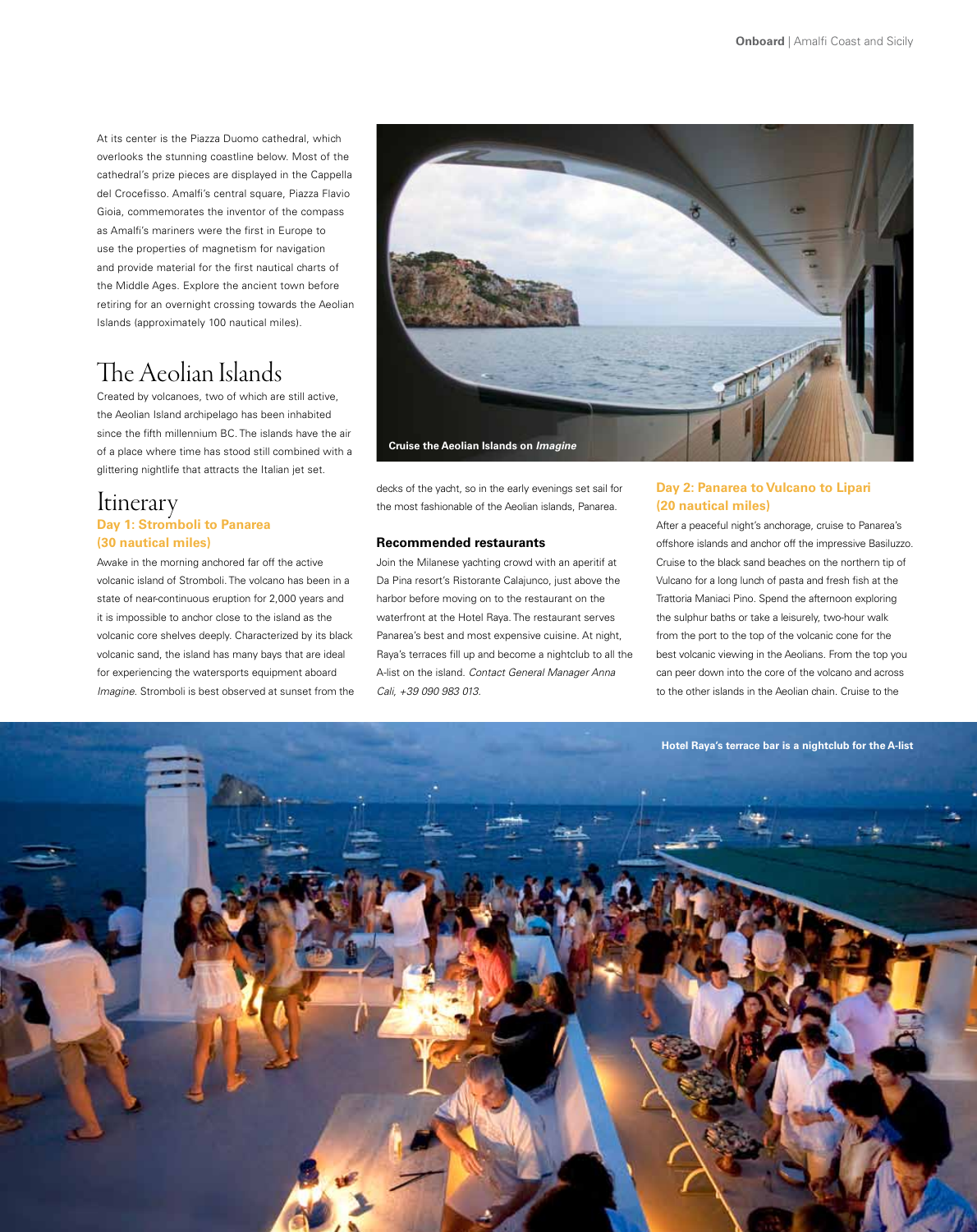At its center is the Piazza Duomo cathedral, which overlooks the stunning coastline below. Most of the cathedral's prize pieces are displayed in the Cappella del Crocefisso. Amalfi's central square, Piazza Flavio Gioia, commemorates the inventor of the compass as Amalfi's mariners were the first in Europe to use the properties of magnetism for navigation and provide material for the first nautical charts of the Middle Ages. Explore the ancient town before retiring for an overnight crossing towards the Aeolian Islands (approximately 100 nautical miles).

## The Aeolian Islands

Created by volcanoes, two of which are still active, the Aeolian Island archipelago has been inhabited since the fifth millennium BC. The islands have the air of a place where time has stood still combined with a glittering nightlife that attracts the Italian jet set.

## Itinerary

### Day 1: Stromboli to Panarea (30 nautical miles)

Awake in the morning anchored far off the active volcanic island of Stromboli. The volcano has been in a state of near-continuous eruption for 2,000 years and it is impossible to anchor close to the island as the volcanic core shelves deeply. Characterized by its black volcanic sand, the island has many bays that are ideal for experiencing the watersports equipment aboard *Imagine*. Stromboli is best observed at sunset from the decks of the yacht, so in the early evenings set sail for the most fashionable of the Aeolian islands, Panarea.

**Cruise the Aeolian Islands on *Imagine***

#### Recommended restaurants

Join the Milanese yachting crowd with an aperitif at Da Pina resort's Ristorante Calajunco, just above the harbor before moving on to the restaurant on the waterfront at the Hotel Raya. The restaurant serves Panarea's best and most expensive cuisine. At night, Raya's terraces fill up and become a nightclub to all the A-list on the island. *Contact General Manager Anna Cali, +39 090 983 013.*

### Day 2: Panarea to Vulcano to Lipari (20 nautical miles)

After a peaceful night's anchorage, cruise to Panarea's offshore islands and anchor off the impressive Basiluzzo. Cruise to the black sand beaches on the northern tip of Vulcano for a long lunch of pasta and fresh fish at the Trattoria Maniaci Pino. Spend the afternoon exploring the sulphur baths or take a leisurely, two-hour walk from the port to the top of the volcanic cone for the best volcanic viewing in the Aeolians. From the top you can peer down into the core of the volcano and across to the other islands in the Aeolian chain. Cruise to the

**Hotel Raya's terrace bar is a nightclub for the A-list**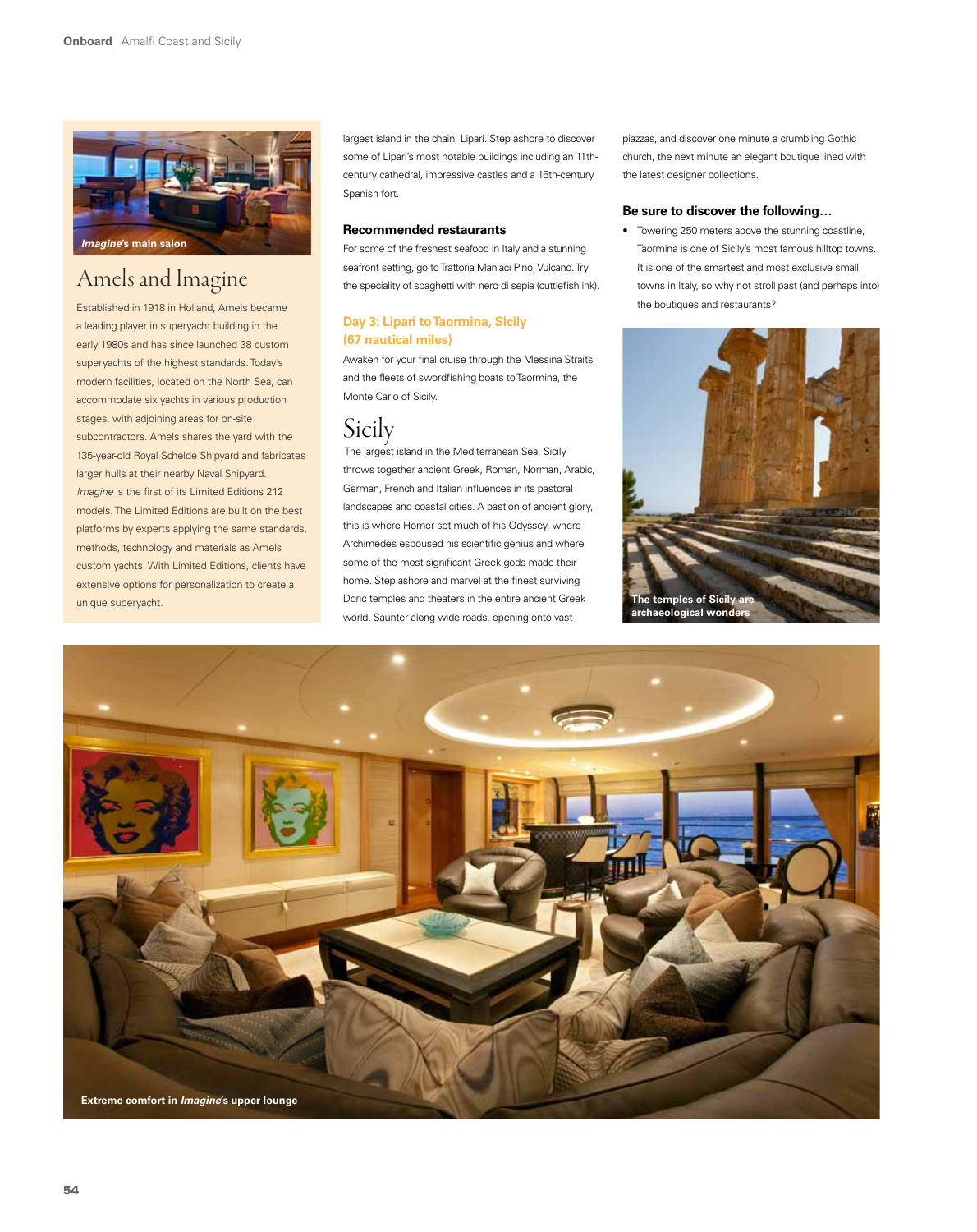*Imagine*'s main salon

## Amels and Imagine

Established in 1918 in Holland, Amels became a leading player in superyacht building in the early 1980s and has since launched 38 custom superyachts of the highest standards. Today's modern facilities, located on the North Sea, can accommodate six yachts in various production stages, with adjoining areas for on-site subcontractors. Amels shares the yard with the 135-year-old Royal Schelde Shipyard and fabricates larger hulls at their nearby Naval Shipyard. *Imagine* is the first of its Limited Editions 212 models. The Limited Editions are built on the best platforms by experts applying the same standards, methods, technology and materials as Amels custom yachts. With Limited Editions, clients have extensive options for personalization to create a unique superyacht.

largest island in the chain, Lipari. Step ashore to discover some of Lipari's most notable buildings including an 11th-century cathedral, impressive castles and a 16th-century Spanish fort.

### Recommended restaurants

For some of the freshest seafood in Italy and a stunning seafront setting, go to Trattoria Maniaci Pino, Vulcano. Try the speciality of spaghetti with nero di sepia (cuttlefish ink).

### Day 3: Lipari to Taormina, Sicily (67 nautical miles)

Awaken for your final cruise through the Messina Straits and the fleets of swordfishing boats to Taormina, the Monte Carlo of Sicily.

## Sicily

The largest island in the Mediterranean Sea, Sicily throws together ancient Greek, Roman, Norman, Arabic, German, French and Italian influences in its pastoral landscapes and coastal cities. A bastion of ancient glory, this is where Homer set much of his Odyssey, where Archimedes espoused his scientific genius and where some of the most significant Greek gods made their home. Step ashore and marvel at the finest surviving Doric temples and theaters in the entire ancient Greek world. Saunter along wide roads, opening onto vast piazzas, and discover one minute a crumbling Gothic church, the next minute an elegant boutique lined with the latest designer collections.

### Be sure to discover the following…

- Towering 250 meters above the stunning coastline, Taormina is one of Sicily's most famous hilltop towns. It is one of the smartest and most exclusive small towns in Italy, so why not stroll past (and perhaps into) the boutiques and restaurants?

The temples of Sicily are archaeological wonders

Extreme comfort in *Imagine*'s upper lounge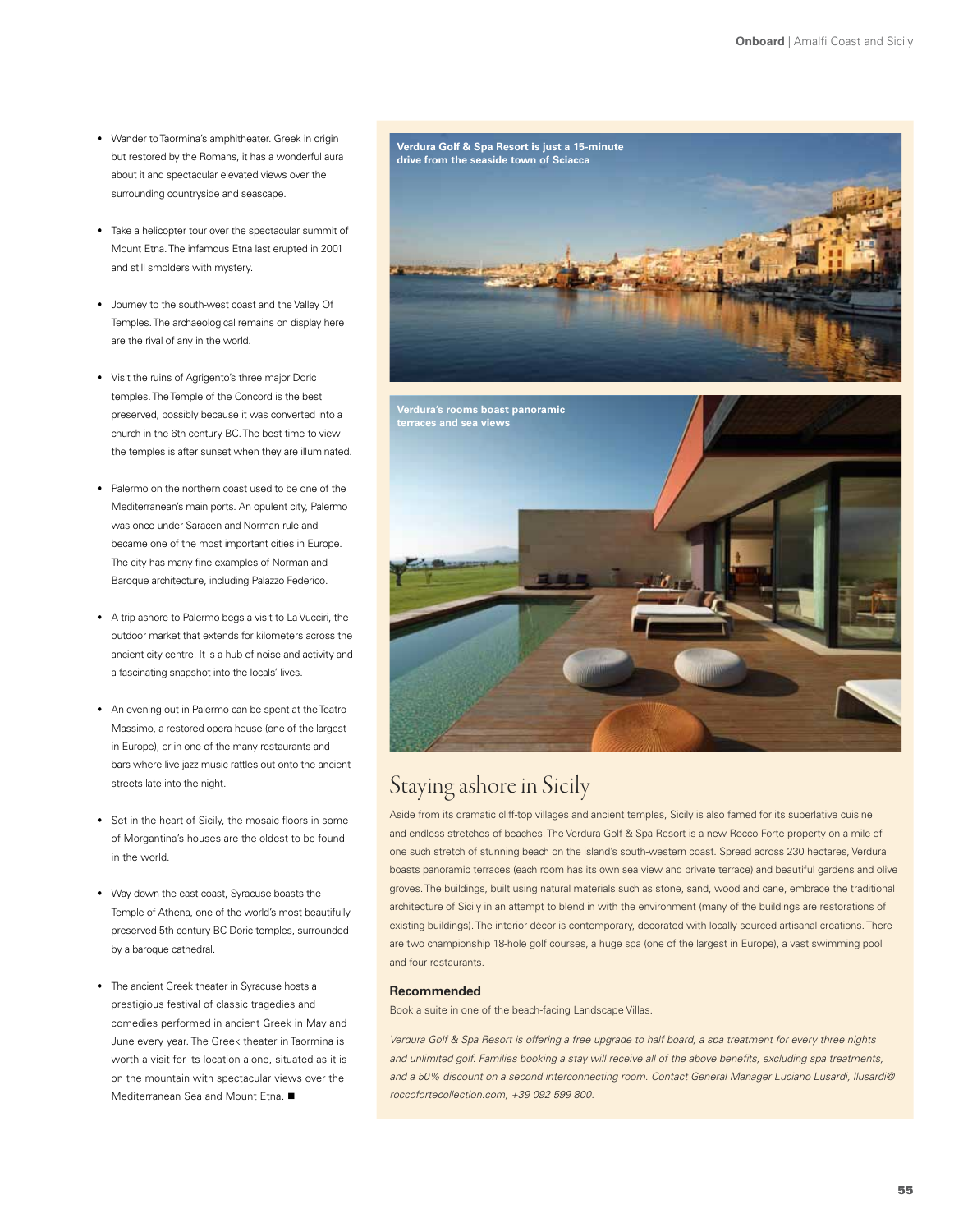- Wander to Taormina's amphitheater. Greek in origin but restored by the Romans, it has a wonderful aura about it and spectacular elevated views over the surrounding countryside and seascape.
- Take a helicopter tour over the spectacular summit of Mount Etna. The infamous Etna last erupted in 2001 and still smolders with mystery.
- Journey to the south-west coast and the Valley Of Temples. The archaeological remains on display here are the rival of any in the world.
- Visit the ruins of Agrigento's three major Doric temples. The Temple of the Concord is the best preserved, possibly because it was converted into a church in the 6th century BC. The best time to view the temples is after sunset when they are illuminated.
- Palermo on the northern coast used to be one of the Mediterranean's main ports. An opulent city, Palermo was once under Saracen and Norman rule and became one of the most important cities in Europe. The city has many fine examples of Norman and Baroque architecture, including Palazzo Federico.
- A trip ashore to Palermo begs a visit to La Vucciri, the outdoor market that extends for kilometers across the ancient city centre. It is a hub of noise and activity and a fascinating snapshot into the locals' lives.
- An evening out in Palermo can be spent at the Teatro Massimo, a restored opera house (one of the largest in Europe), or in one of the many restaurants and bars where live jazz music rattles out onto the ancient streets late into the night.
- Set in the heart of Sicily, the mosaic floors in some of Morgantina's houses are the oldest to be found in the world.
- Way down the east coast, Syracuse boasts the Temple of Athena, one of the world's most beautifully preserved 5th-century BC Doric temples, surrounded by a baroque cathedral.
- The ancient Greek theater in Syracuse hosts a prestigious festival of classic tragedies and comedies performed in ancient Greek in May and June every year. The Greek theater in Taormina is worth a visit for its location alone, situated as it is on the mountain with spectacular views over the Mediterranean Sea and Mount Etna. ■

**Verdura Golf & Spa Resort is just a 15-minute drive from the seaside town of Sciacca**

**Verdura's rooms boast panoramic terraces and sea views**

## Staying ashore in Sicily

Aside from its dramatic cliff-top villages and ancient temples, Sicily is also famed for its superlative cuisine and endless stretches of beaches. The Verdura Golf & Spa Resort is a new Rocco Forte property on a mile of one such stretch of stunning beach on the island's south-western coast. Spread across 230 hectares, Verdura boasts panoramic terraces (each room has its own sea view and private terrace) and beautiful gardens and olive groves. The buildings, built using natural materials such as stone, sand, wood and cane, embrace the traditional architecture of Sicily in an attempt to blend in with the environment (many of the buildings are restorations of existing buildings). The interior décor is contemporary, decorated with locally sourced artisanal creations. There are two championship 18-hole golf courses, a huge spa (one of the largest in Europe), a vast swimming pool and four restaurants.

### Recommended

Book a suite in one of the beach-facing Landscape Villas.

*Verdura Golf & Spa Resort is offering a free upgrade to half board, a spa treatment for every three nights and unlimited golf. Families booking a stay will receive all of the above benefits, excluding spa treatments, and a 50% discount on a second interconnecting room. Contact General Manager Luciano Lusardi, llusardi@roccofortecollection.com, +39 092 599 800.*